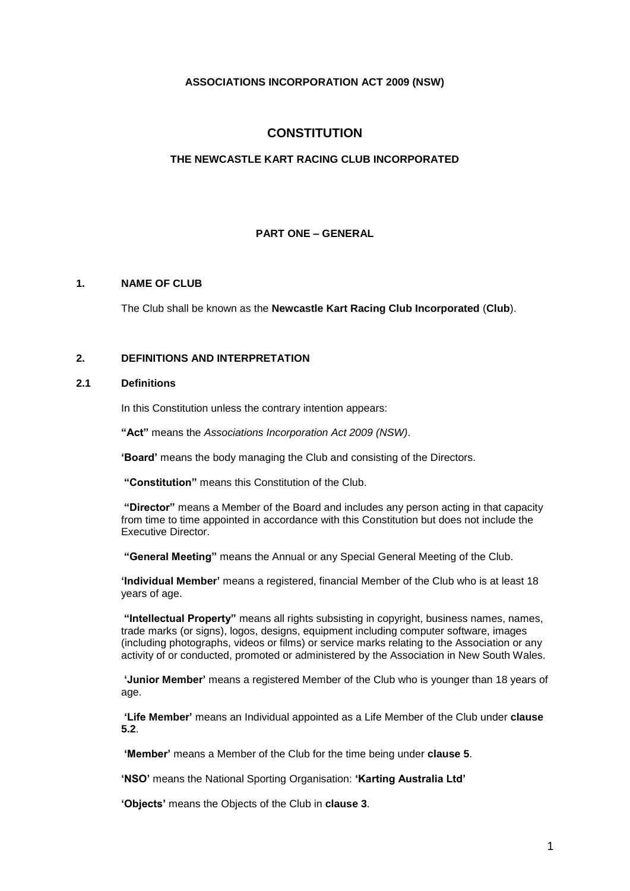**ASSOCIATIONS INCORPORATION ACT 2009 (NSW)**

# CONSTITUTION

## THE NEWCASTLE KART RACING CLUB INCORPORATED

## PART ONE – GENERAL

### 1. NAME OF CLUB

The Club shall be known as the **Newcastle Kart Racing Club Incorporated** (**Club**).

### 2. DEFINITIONS AND INTERPRETATION

#### 2.1 Definitions

In this Constitution unless the contrary intention appears:

**"Act"** means the *Associations Incorporation Act 2009 (NSW)*.

**'Board'** means the body managing the Club and consisting of the Directors.

**"Constitution"** means this Constitution of the Club.

**"Director"** means a Member of the Board and includes any person acting in that capacity from time to time appointed in accordance with this Constitution but does not include the Executive Director.

**"General Meeting"** means the Annual or any Special General Meeting of the Club.

**'Individual Member'** means a registered, financial Member of the Club who is at least 18 years of age.

**"Intellectual Property"** means all rights subsisting in copyright, business names, names, trade marks (or signs), logos, designs, equipment including computer software, images (including photographs, videos or films) or service marks relating to the Association or any activity of or conducted, promoted or administered by the Association in New South Wales.

**'Junior Member'** means a registered Member of the Club who is younger than 18 years of age.

**'Life Member'** means an Individual appointed as a Life Member of the Club under **clause 5.2**.

**'Member'** means a Member of the Club for the time being under **clause 5**.

**'NSO'** means the National Sporting Organisation: **'Karting Australia Ltd'**

**'Objects'** means the Objects of the Club in **clause 3**.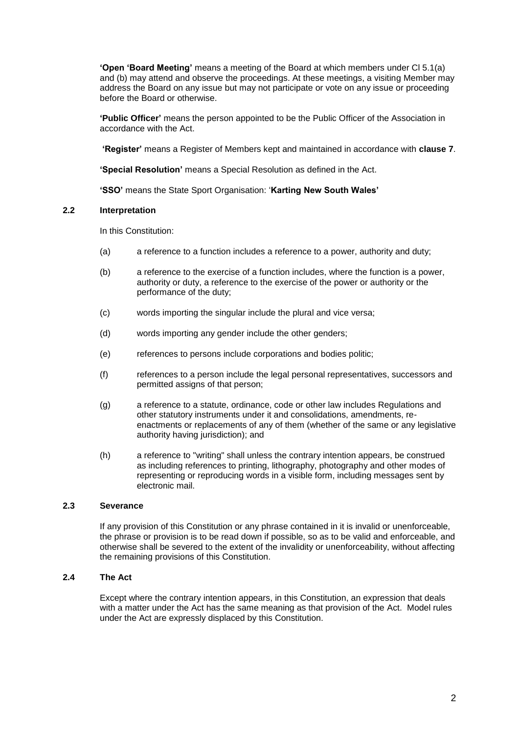**'Open 'Board Meeting'** means a meeting of the Board at which members under Cl 5.1(a) and (b) may attend and observe the proceedings. At these meetings, a visiting Member may address the Board on any issue but may not participate or vote on any issue or proceeding before the Board or otherwise.

**'Public Officer'** means the person appointed to be the Public Officer of the Association in accordance with the Act.

**'Register'** means a Register of Members kept and maintained in accordance with **clause 7**.

**'Special Resolution'** means a Special Resolution as defined in the Act.

**'SSO'** means the State Sport Organisation: '**Karting New South Wales'**

### 2.2 Interpretation

In this Constitution:

(a) a reference to a function includes a reference to a power, authority and duty;

(b) a reference to the exercise of a function includes, where the function is a power, authority or duty, a reference to the exercise of the power or authority or the performance of the duty;

(c) words importing the singular include the plural and vice versa;

(d) words importing any gender include the other genders;

(e) references to persons include corporations and bodies politic;

(f) references to a person include the legal personal representatives, successors and permitted assigns of that person;

(g) a reference to a statute, ordinance, code or other law includes Regulations and other statutory instruments under it and consolidations, amendments, re-enactments or replacements of any of them (whether of the same or any legislative authority having jurisdiction); and

(h) a reference to "writing" shall unless the contrary intention appears, be construed as including references to printing, lithography, photography and other modes of representing or reproducing words in a visible form, including messages sent by electronic mail.

### 2.3 Severance

If any provision of this Constitution or any phrase contained in it is invalid or unenforceable, the phrase or provision is to be read down if possible, so as to be valid and enforceable, and otherwise shall be severed to the extent of the invalidity or unenforceability, without affecting the remaining provisions of this Constitution.

### 2.4 The Act

Except where the contrary intention appears, in this Constitution, an expression that deals with a matter under the Act has the same meaning as that provision of the Act. Model rules under the Act are expressly displaced by this Constitution.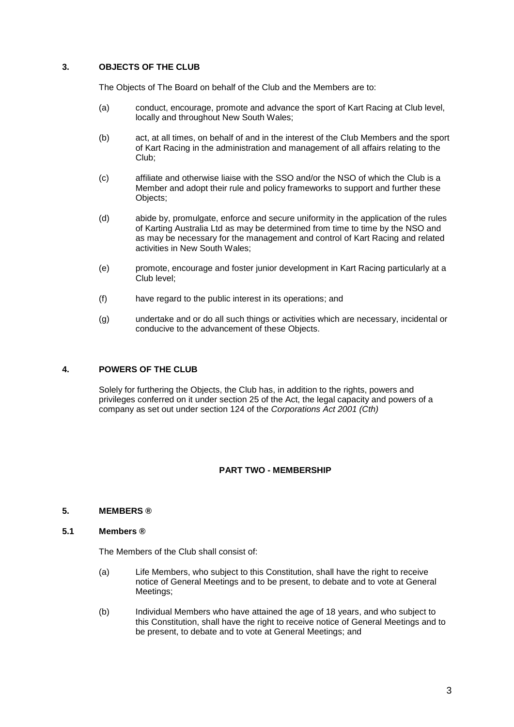## 3. OBJECTS OF THE CLUB

The Objects of The Board on behalf of the Club and the Members are to:

(a) conduct, encourage, promote and advance the sport of Kart Racing at Club level, locally and throughout New South Wales;

(b) act, at all times, on behalf of and in the interest of the Club Members and the sport of Kart Racing in the administration and management of all affairs relating to the Club;

(c) affiliate and otherwise liaise with the SSO and/or the NSO of which the Club is a Member and adopt their rule and policy frameworks to support and further these Objects;

(d) abide by, promulgate, enforce and secure uniformity in the application of the rules of Karting Australia Ltd as may be determined from time to time by the NSO and as may be necessary for the management and control of Kart Racing and related activities in New South Wales;

(e) promote, encourage and foster junior development in Kart Racing particularly at a Club level;

(f) have regard to the public interest in its operations; and

(g) undertake and or do all such things or activities which are necessary, incidental or conducive to the advancement of these Objects.

## 4. POWERS OF THE CLUB

Solely for furthering the Objects, the Club has, in addition to the rights, powers and privileges conferred on it under section 25 of the Act, the legal capacity and powers of a company as set out under section 124 of the *Corporations Act 2001 (Cth)*

# PART TWO - MEMBERSHIP

## 5. MEMBERS ®

### 5.1 Members ®

The Members of the Club shall consist of:

(a) Life Members, who subject to this Constitution, shall have the right to receive notice of General Meetings and to be present, to debate and to vote at General Meetings;

(b) Individual Members who have attained the age of 18 years, and who subject to this Constitution, shall have the right to receive notice of General Meetings and to be present, to debate and to vote at General Meetings; and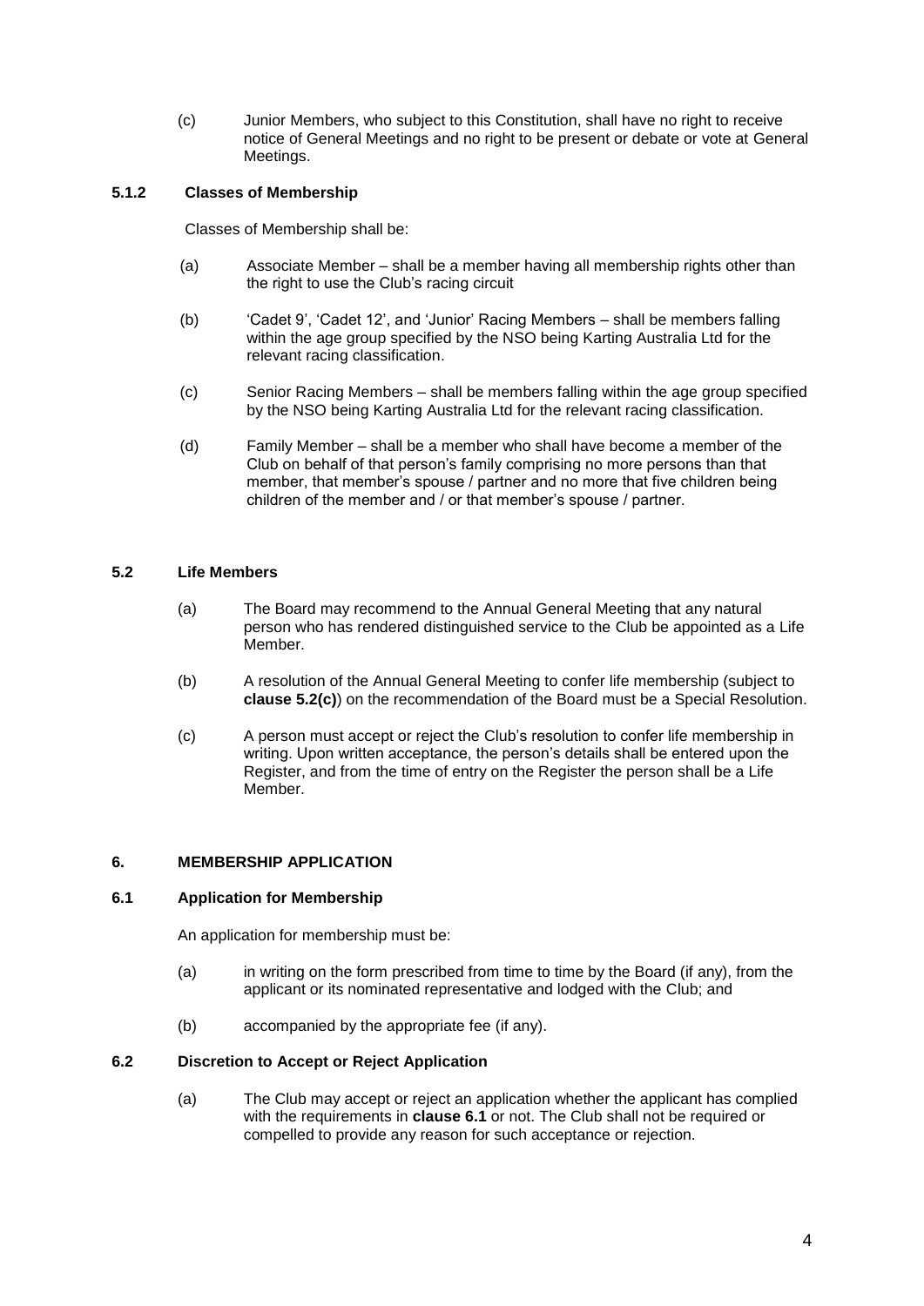(c) Junior Members, who subject to this Constitution, shall have no right to receive notice of General Meetings and no right to be present or debate or vote at General Meetings.

### 5.1.2 Classes of Membership

Classes of Membership shall be:

(a) Associate Member – shall be a member having all membership rights other than the right to use the Club's racing circuit

(b) 'Cadet 9', 'Cadet 12', and 'Junior' Racing Members – shall be members falling within the age group specified by the NSO being Karting Australia Ltd for the relevant racing classification.

(c) Senior Racing Members – shall be members falling within the age group specified by the NSO being Karting Australia Ltd for the relevant racing classification.

(d) Family Member – shall be a member who shall have become a member of the Club on behalf of that person's family comprising no more persons than that member, that member's spouse / partner and no more that five children being children of the member and / or that member's spouse / partner.

### 5.2 Life Members

(a) The Board may recommend to the Annual General Meeting that any natural person who has rendered distinguished service to the Club be appointed as a Life Member.

(b) A resolution of the Annual General Meeting to confer life membership (subject to **clause 5.2(c)**) on the recommendation of the Board must be a Special Resolution.

(c) A person must accept or reject the Club's resolution to confer life membership in writing. Upon written acceptance, the person's details shall be entered upon the Register, and from the time of entry on the Register the person shall be a Life Member.

## 6. MEMBERSHIP APPLICATION

### 6.1 Application for Membership

An application for membership must be:

(a) in writing on the form prescribed from time to time by the Board (if any), from the applicant or its nominated representative and lodged with the Club; and

(b) accompanied by the appropriate fee (if any).

### 6.2 Discretion to Accept or Reject Application

(a) The Club may accept or reject an application whether the applicant has complied with the requirements in **clause 6.1** or not. The Club shall not be required or compelled to provide any reason for such acceptance or rejection.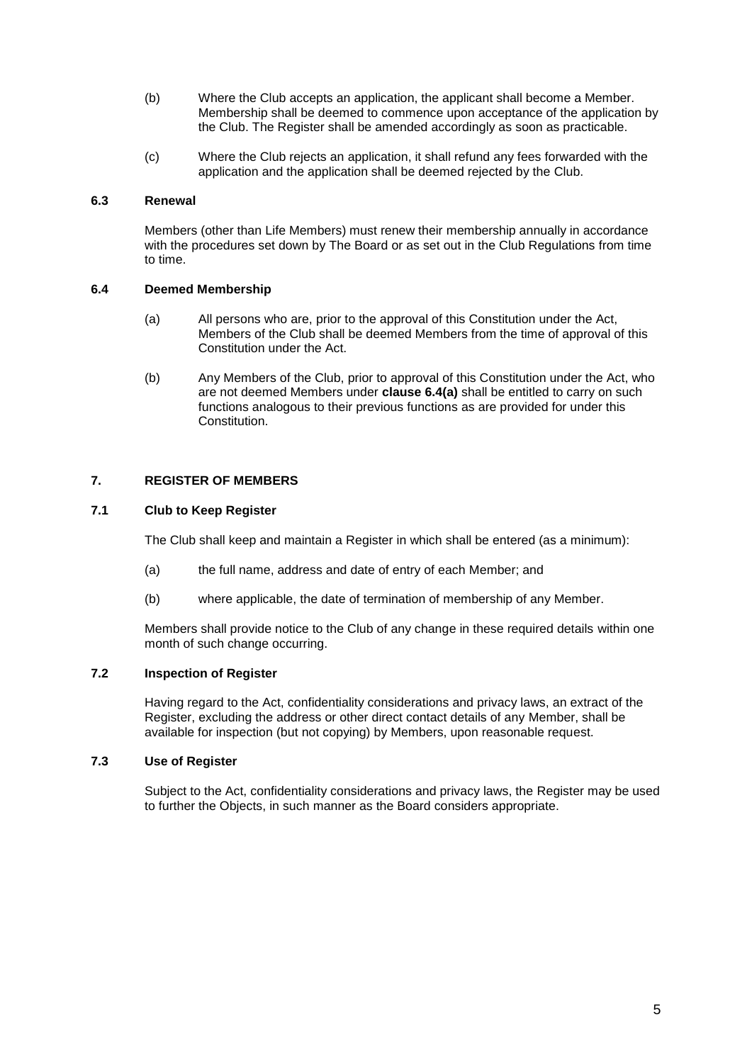(b) Where the Club accepts an application, the applicant shall become a Member. Membership shall be deemed to commence upon acceptance of the application by the Club. The Register shall be amended accordingly as soon as practicable.

(c) Where the Club rejects an application, it shall refund any fees forwarded with the application and the application shall be deemed rejected by the Club.

### 6.3 Renewal

Members (other than Life Members) must renew their membership annually in accordance with the procedures set down by The Board or as set out in the Club Regulations from time to time.

### 6.4 Deemed Membership

(a) All persons who are, prior to the approval of this Constitution under the Act, Members of the Club shall be deemed Members from the time of approval of this Constitution under the Act.

(b) Any Members of the Club, prior to approval of this Constitution under the Act, who are not deemed Members under **clause 6.4(a)** shall be entitled to carry on such functions analogous to their previous functions as are provided for under this Constitution.

## 7. REGISTER OF MEMBERS

### 7.1 Club to Keep Register

The Club shall keep and maintain a Register in which shall be entered (as a minimum):

(a) the full name, address and date of entry of each Member; and

(b) where applicable, the date of termination of membership of any Member.

Members shall provide notice to the Club of any change in these required details within one month of such change occurring.

### 7.2 Inspection of Register

Having regard to the Act, confidentiality considerations and privacy laws, an extract of the Register, excluding the address or other direct contact details of any Member, shall be available for inspection (but not copying) by Members, upon reasonable request.

### 7.3 Use of Register

Subject to the Act, confidentiality considerations and privacy laws, the Register may be used to further the Objects, in such manner as the Board considers appropriate.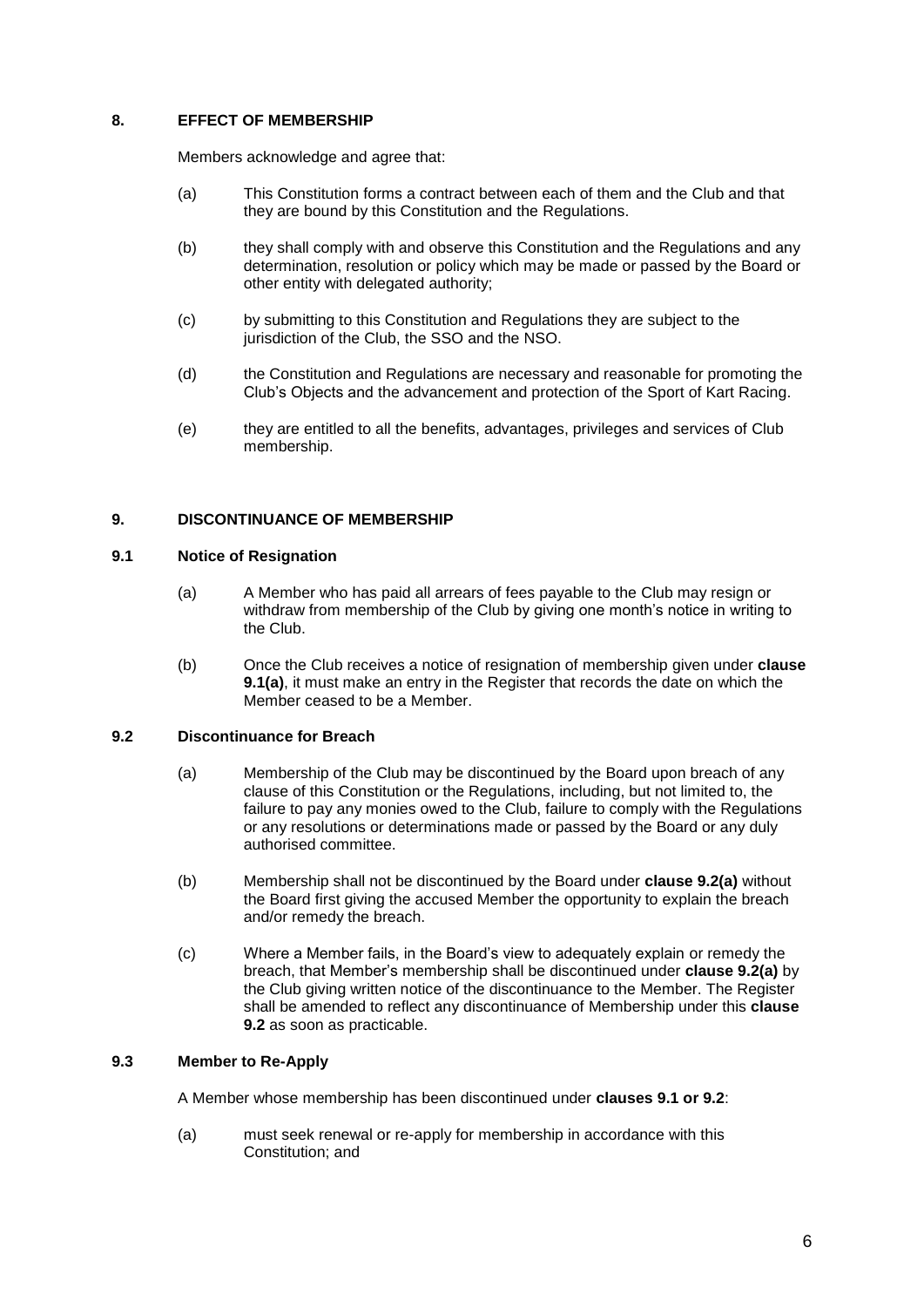## 8. EFFECT OF MEMBERSHIP

Members acknowledge and agree that:

(a) This Constitution forms a contract between each of them and the Club and that they are bound by this Constitution and the Regulations.

(b) they shall comply with and observe this Constitution and the Regulations and any determination, resolution or policy which may be made or passed by the Board or other entity with delegated authority;

(c) by submitting to this Constitution and Regulations they are subject to the jurisdiction of the Club, the SSO and the NSO.

(d) the Constitution and Regulations are necessary and reasonable for promoting the Club's Objects and the advancement and protection of the Sport of Kart Racing.

(e) they are entitled to all the benefits, advantages, privileges and services of Club membership.

## 9. DISCONTINUANCE OF MEMBERSHIP

### 9.1 Notice of Resignation

(a) A Member who has paid all arrears of fees payable to the Club may resign or withdraw from membership of the Club by giving one month's notice in writing to the Club.

(b) Once the Club receives a notice of resignation of membership given under **clause 9.1(a)**, it must make an entry in the Register that records the date on which the Member ceased to be a Member.

### 9.2 Discontinuance for Breach

(a) Membership of the Club may be discontinued by the Board upon breach of any clause of this Constitution or the Regulations, including, but not limited to, the failure to pay any monies owed to the Club, failure to comply with the Regulations or any resolutions or determinations made or passed by the Board or any duly authorised committee.

(b) Membership shall not be discontinued by the Board under **clause 9.2(a)** without the Board first giving the accused Member the opportunity to explain the breach and/or remedy the breach.

(c) Where a Member fails, in the Board's view to adequately explain or remedy the breach, that Member's membership shall be discontinued under **clause 9.2(a)** by the Club giving written notice of the discontinuance to the Member. The Register shall be amended to reflect any discontinuance of Membership under this **clause 9.2** as soon as practicable.

### 9.3 Member to Re-Apply

A Member whose membership has been discontinued under **clauses 9.1 or 9.2**:

(a) must seek renewal or re-apply for membership in accordance with this Constitution; and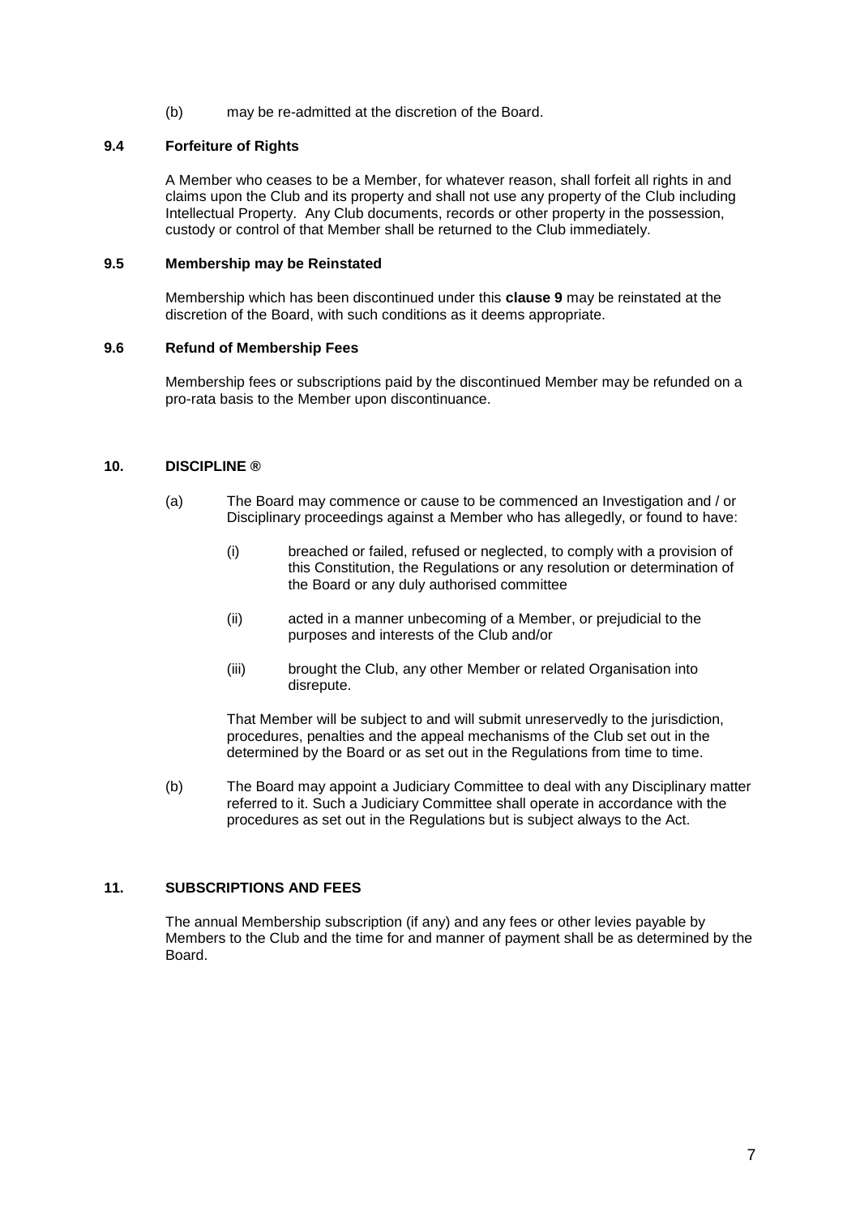(b) may be re-admitted at the discretion of the Board.

### 9.4 Forfeiture of Rights

A Member who ceases to be a Member, for whatever reason, shall forfeit all rights in and claims upon the Club and its property and shall not use any property of the Club including Intellectual Property. Any Club documents, records or other property in the possession, custody or control of that Member shall be returned to the Club immediately.

### 9.5 Membership may be Reinstated

Membership which has been discontinued under this **clause 9** may be reinstated at the discretion of the Board, with such conditions as it deems appropriate.

### 9.6 Refund of Membership Fees

Membership fees or subscriptions paid by the discontinued Member may be refunded on a pro-rata basis to the Member upon discontinuance.

## 10. DISCIPLINE ®

(a) The Board may commence or cause to be commenced an Investigation and / or Disciplinary proceedings against a Member who has allegedly, or found to have:

  (i) breached or failed, refused or neglected, to comply with a provision of this Constitution, the Regulations or any resolution or determination of the Board or any duly authorised committee

  (ii) acted in a manner unbecoming of a Member, or prejudicial to the purposes and interests of the Club and/or

  (iii) brought the Club, any other Member or related Organisation into disrepute.

  That Member will be subject to and will submit unreservedly to the jurisdiction, procedures, penalties and the appeal mechanisms of the Club set out in the determined by the Board or as set out in the Regulations from time to time.

(b) The Board may appoint a Judiciary Committee to deal with any Disciplinary matter referred to it. Such a Judiciary Committee shall operate in accordance with the procedures as set out in the Regulations but is subject always to the Act.

## 11. SUBSCRIPTIONS AND FEES

The annual Membership subscription (if any) and any fees or other levies payable by Members to the Club and the time for and manner of payment shall be as determined by the Board.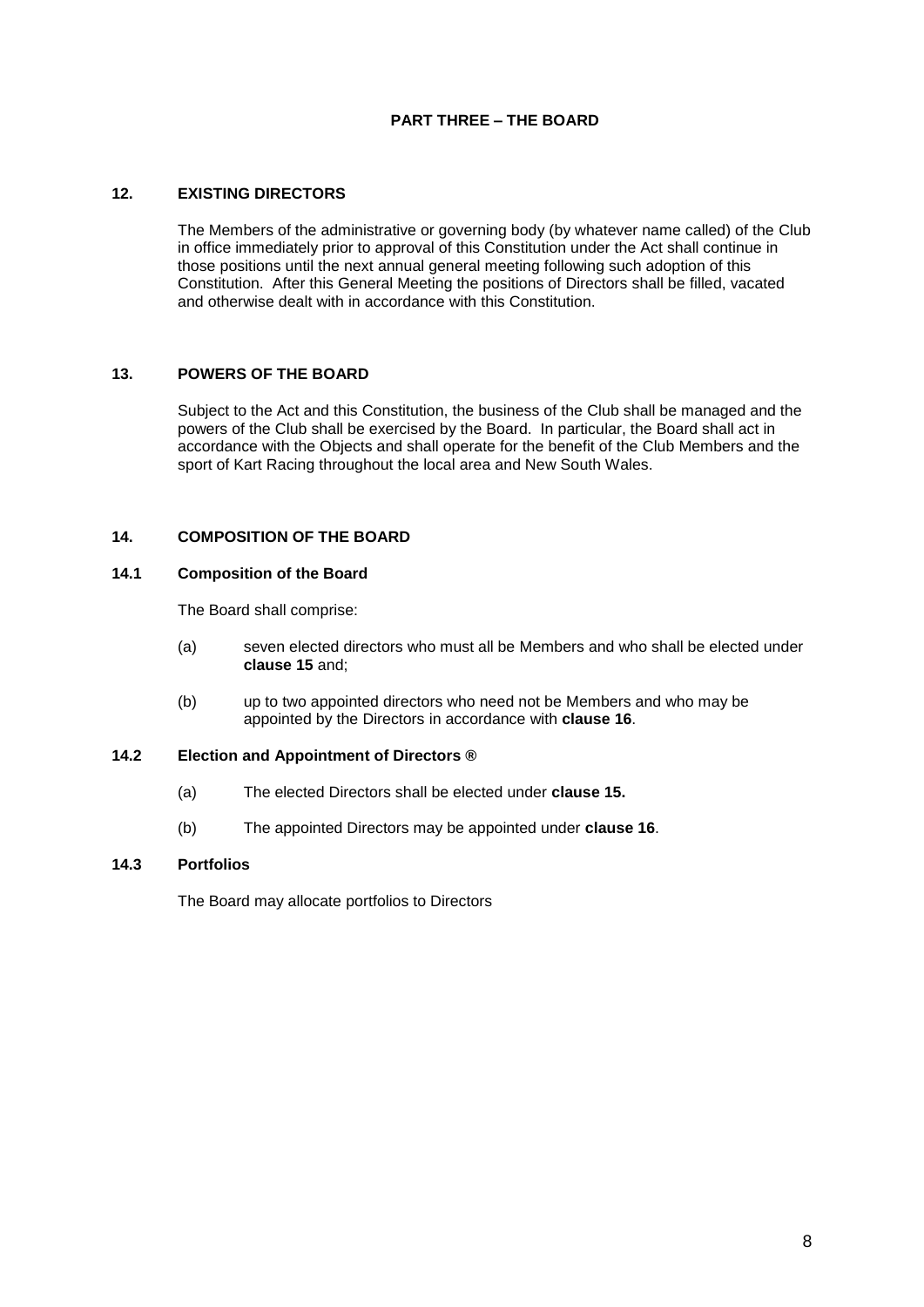## PART THREE – THE BOARD

### 12. EXISTING DIRECTORS

The Members of the administrative or governing body (by whatever name called) of the Club in office immediately prior to approval of this Constitution under the Act shall continue in those positions until the next annual general meeting following such adoption of this Constitution. After this General Meeting the positions of Directors shall be filled, vacated and otherwise dealt with in accordance with this Constitution.

### 13. POWERS OF THE BOARD

Subject to the Act and this Constitution, the business of the Club shall be managed and the powers of the Club shall be exercised by the Board. In particular, the Board shall act in accordance with the Objects and shall operate for the benefit of the Club Members and the sport of Kart Racing throughout the local area and New South Wales.

### 14. COMPOSITION OF THE BOARD

#### 14.1 Composition of the Board

The Board shall comprise:

(a) seven elected directors who must all be Members and who shall be elected under **clause 15** and;

(b) up to two appointed directors who need not be Members and who may be appointed by the Directors in accordance with **clause 16**.

#### 14.2 Election and Appointment of Directors ®

(a) The elected Directors shall be elected under **clause 15.**

(b) The appointed Directors may be appointed under **clause 16**.

#### 14.3 Portfolios

The Board may allocate portfolios to Directors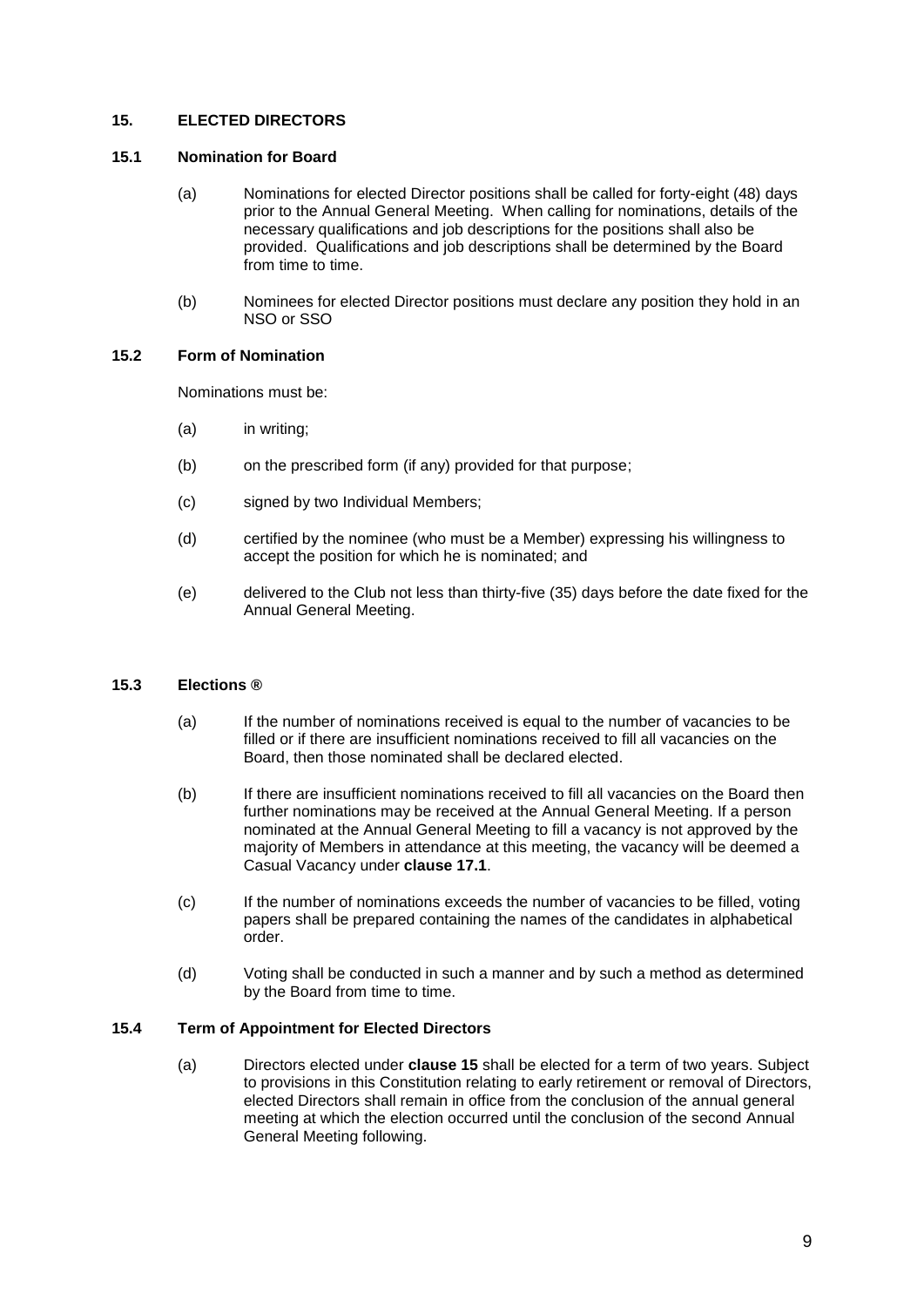## 15. ELECTED DIRECTORS

### 15.1 Nomination for Board

(a) Nominations for elected Director positions shall be called for forty-eight (48) days prior to the Annual General Meeting. When calling for nominations, details of the necessary qualifications and job descriptions for the positions shall also be provided. Qualifications and job descriptions shall be determined by the Board from time to time.

(b) Nominees for elected Director positions must declare any position they hold in an NSO or SSO

### 15.2 Form of Nomination

Nominations must be:

(a) in writing;

(b) on the prescribed form (if any) provided for that purpose;

(c) signed by two Individual Members;

(d) certified by the nominee (who must be a Member) expressing his willingness to accept the position for which he is nominated; and

(e) delivered to the Club not less than thirty-five (35) days before the date fixed for the Annual General Meeting.

### 15.3 Elections ®

(a) If the number of nominations received is equal to the number of vacancies to be filled or if there are insufficient nominations received to fill all vacancies on the Board, then those nominated shall be declared elected.

(b) If there are insufficient nominations received to fill all vacancies on the Board then further nominations may be received at the Annual General Meeting. If a person nominated at the Annual General Meeting to fill a vacancy is not approved by the majority of Members in attendance at this meeting, the vacancy will be deemed a Casual Vacancy under **clause 17.1**.

(c) If the number of nominations exceeds the number of vacancies to be filled, voting papers shall be prepared containing the names of the candidates in alphabetical order.

(d) Voting shall be conducted in such a manner and by such a method as determined by the Board from time to time.

### 15.4 Term of Appointment for Elected Directors

(a) Directors elected under **clause 15** shall be elected for a term of two years. Subject to provisions in this Constitution relating to early retirement or removal of Directors, elected Directors shall remain in office from the conclusion of the annual general meeting at which the election occurred until the conclusion of the second Annual General Meeting following.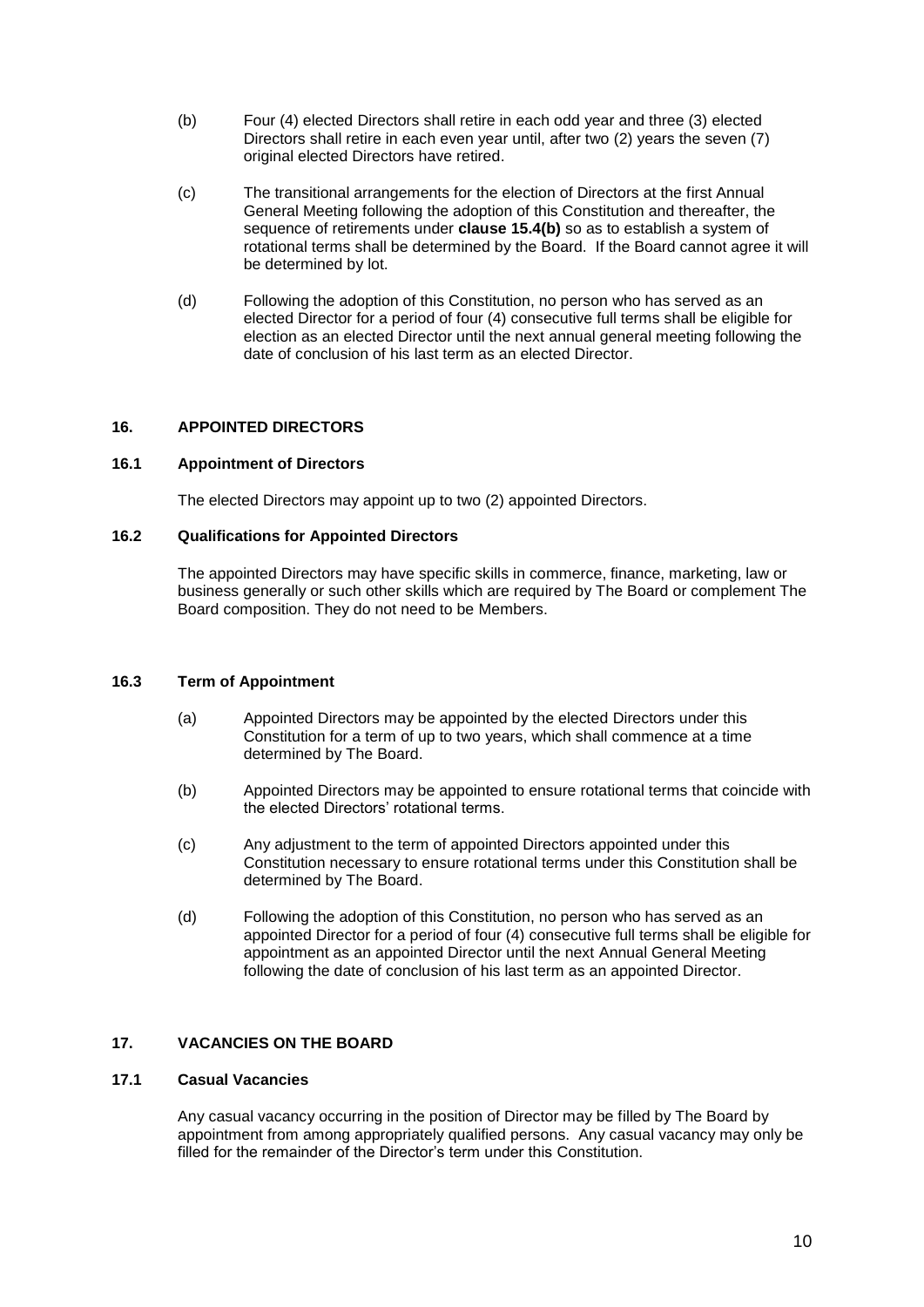(b) Four (4) elected Directors shall retire in each odd year and three (3) elected Directors shall retire in each even year until, after two (2) years the seven (7) original elected Directors have retired.

(c) The transitional arrangements for the election of Directors at the first Annual General Meeting following the adoption of this Constitution and thereafter, the sequence of retirements under **clause 15.4(b)** so as to establish a system of rotational terms shall be determined by the Board. If the Board cannot agree it will be determined by lot.

(d) Following the adoption of this Constitution, no person who has served as an elected Director for a period of four (4) consecutive full terms shall be eligible for election as an elected Director until the next annual general meeting following the date of conclusion of his last term as an elected Director.

## 16. APPOINTED DIRECTORS

### 16.1 Appointment of Directors

The elected Directors may appoint up to two (2) appointed Directors.

### 16.2 Qualifications for Appointed Directors

The appointed Directors may have specific skills in commerce, finance, marketing, law or business generally or such other skills which are required by The Board or complement The Board composition. They do not need to be Members.

### 16.3 Term of Appointment

(a) Appointed Directors may be appointed by the elected Directors under this Constitution for a term of up to two years, which shall commence at a time determined by The Board.

(b) Appointed Directors may be appointed to ensure rotational terms that coincide with the elected Directors' rotational terms.

(c) Any adjustment to the term of appointed Directors appointed under this Constitution necessary to ensure rotational terms under this Constitution shall be determined by The Board.

(d) Following the adoption of this Constitution, no person who has served as an appointed Director for a period of four (4) consecutive full terms shall be eligible for appointment as an appointed Director until the next Annual General Meeting following the date of conclusion of his last term as an appointed Director.

## 17. VACANCIES ON THE BOARD

### 17.1 Casual Vacancies

Any casual vacancy occurring in the position of Director may be filled by The Board by appointment from among appropriately qualified persons. Any casual vacancy may only be filled for the remainder of the Director's term under this Constitution.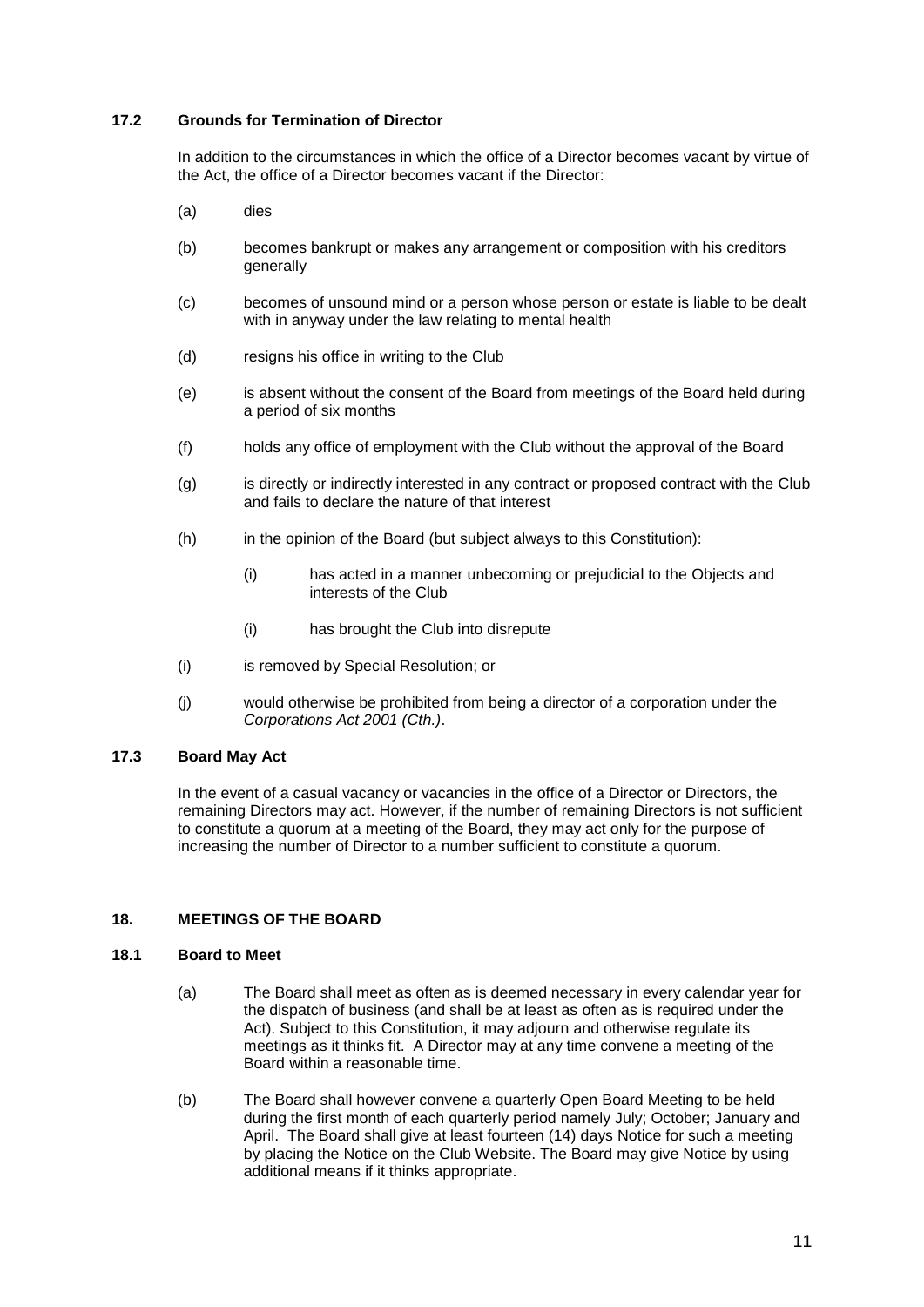### 17.2 Grounds for Termination of Director

In addition to the circumstances in which the office of a Director becomes vacant by virtue of the Act, the office of a Director becomes vacant if the Director:

(a) dies

(b) becomes bankrupt or makes any arrangement or composition with his creditors generally

(c) becomes of unsound mind or a person whose person or estate is liable to be dealt with in anyway under the law relating to mental health

(d) resigns his office in writing to the Club

(e) is absent without the consent of the Board from meetings of the Board held during a period of six months

(f) holds any office of employment with the Club without the approval of the Board

(g) is directly or indirectly interested in any contract or proposed contract with the Club and fails to declare the nature of that interest

(h) in the opinion of the Board (but subject always to this Constitution):

  (i) has acted in a manner unbecoming or prejudicial to the Objects and interests of the Club

  (i) has brought the Club into disrepute

(i) is removed by Special Resolution; or

(j) would otherwise be prohibited from being a director of a corporation under the *Corporations Act 2001 (Cth.)*.

### 17.3 Board May Act

In the event of a casual vacancy or vacancies in the office of a Director or Directors, the remaining Directors may act. However, if the number of remaining Directors is not sufficient to constitute a quorum at a meeting of the Board, they may act only for the purpose of increasing the number of Director to a number sufficient to constitute a quorum.

## 18. MEETINGS OF THE BOARD

### 18.1 Board to Meet

(a) The Board shall meet as often as is deemed necessary in every calendar year for the dispatch of business (and shall be at least as often as is required under the Act). Subject to this Constitution, it may adjourn and otherwise regulate its meetings as it thinks fit. A Director may at any time convene a meeting of the Board within a reasonable time.

(b) The Board shall however convene a quarterly Open Board Meeting to be held during the first month of each quarterly period namely July; October; January and April. The Board shall give at least fourteen (14) days Notice for such a meeting by placing the Notice on the Club Website. The Board may give Notice by using additional means if it thinks appropriate.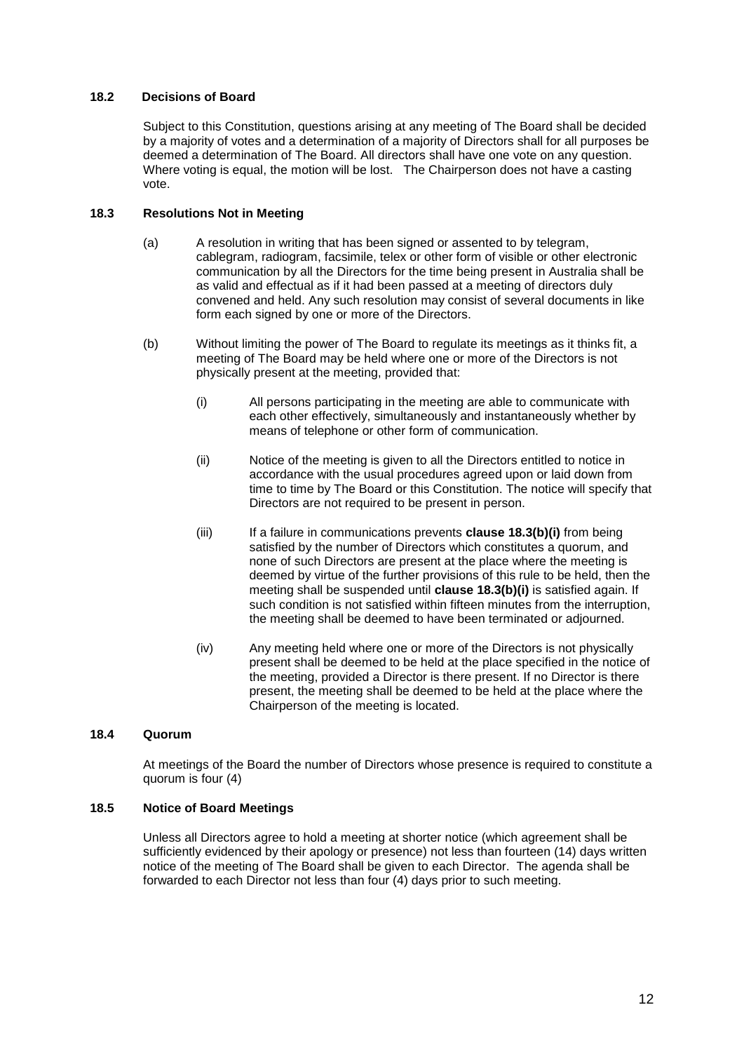### 18.2 Decisions of Board

Subject to this Constitution, questions arising at any meeting of The Board shall be decided by a majority of votes and a determination of a majority of Directors shall for all purposes be deemed a determination of The Board. All directors shall have one vote on any question. Where voting is equal, the motion will be lost. The Chairperson does not have a casting vote.

### 18.3 Resolutions Not in Meeting

(a) A resolution in writing that has been signed or assented to by telegram, cablegram, radiogram, facsimile, telex or other form of visible or other electronic communication by all the Directors for the time being present in Australia shall be as valid and effectual as if it had been passed at a meeting of directors duly convened and held. Any such resolution may consist of several documents in like form each signed by one or more of the Directors.

(b) Without limiting the power of The Board to regulate its meetings as it thinks fit, a meeting of The Board may be held where one or more of the Directors is not physically present at the meeting, provided that:

(i) All persons participating in the meeting are able to communicate with each other effectively, simultaneously and instantaneously whether by means of telephone or other form of communication.

(ii) Notice of the meeting is given to all the Directors entitled to notice in accordance with the usual procedures agreed upon or laid down from time to time by The Board or this Constitution. The notice will specify that Directors are not required to be present in person.

(iii) If a failure in communications prevents **clause 18.3(b)(i)** from being satisfied by the number of Directors which constitutes a quorum, and none of such Directors are present at the place where the meeting is deemed by virtue of the further provisions of this rule to be held, then the meeting shall be suspended until **clause 18.3(b)(i)** is satisfied again. If such condition is not satisfied within fifteen minutes from the interruption, the meeting shall be deemed to have been terminated or adjourned.

(iv) Any meeting held where one or more of the Directors is not physically present shall be deemed to be held at the place specified in the notice of the meeting, provided a Director is there present. If no Director is there present, the meeting shall be deemed to be held at the place where the Chairperson of the meeting is located.

### 18.4 Quorum

At meetings of the Board the number of Directors whose presence is required to constitute a quorum is four (4)

### 18.5 Notice of Board Meetings

Unless all Directors agree to hold a meeting at shorter notice (which agreement shall be sufficiently evidenced by their apology or presence) not less than fourteen (14) days written notice of the meeting of The Board shall be given to each Director. The agenda shall be forwarded to each Director not less than four (4) days prior to such meeting.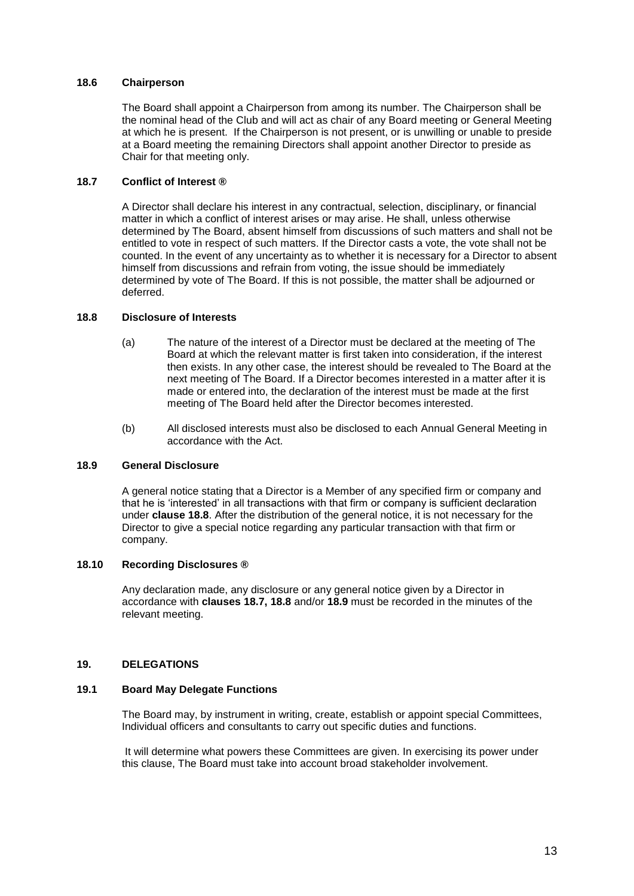### 18.6 Chairperson

The Board shall appoint a Chairperson from among its number. The Chairperson shall be the nominal head of the Club and will act as chair of any Board meeting or General Meeting at which he is present. If the Chairperson is not present, or is unwilling or unable to preside at a Board meeting the remaining Directors shall appoint another Director to preside as Chair for that meeting only.

### 18.7 Conflict of Interest ®

A Director shall declare his interest in any contractual, selection, disciplinary, or financial matter in which a conflict of interest arises or may arise. He shall, unless otherwise determined by The Board, absent himself from discussions of such matters and shall not be entitled to vote in respect of such matters. If the Director casts a vote, the vote shall not be counted. In the event of any uncertainty as to whether it is necessary for a Director to absent himself from discussions and refrain from voting, the issue should be immediately determined by vote of The Board. If this is not possible, the matter shall be adjourned or deferred.

### 18.8 Disclosure of Interests

(a) The nature of the interest of a Director must be declared at the meeting of The Board at which the relevant matter is first taken into consideration, if the interest then exists. In any other case, the interest should be revealed to The Board at the next meeting of The Board. If a Director becomes interested in a matter after it is made or entered into, the declaration of the interest must be made at the first meeting of The Board held after the Director becomes interested.

(b) All disclosed interests must also be disclosed to each Annual General Meeting in accordance with the Act.

### 18.9 General Disclosure

A general notice stating that a Director is a Member of any specified firm or company and that he is 'interested' in all transactions with that firm or company is sufficient declaration under **clause 18.8**. After the distribution of the general notice, it is not necessary for the Director to give a special notice regarding any particular transaction with that firm or company.

### 18.10 Recording Disclosures ®

Any declaration made, any disclosure or any general notice given by a Director in accordance with **clauses 18.7, 18.8** and/or **18.9** must be recorded in the minutes of the relevant meeting.

## 19. DELEGATIONS

### 19.1 Board May Delegate Functions

The Board may, by instrument in writing, create, establish or appoint special Committees, Individual officers and consultants to carry out specific duties and functions.

It will determine what powers these Committees are given. In exercising its power under this clause, The Board must take into account broad stakeholder involvement.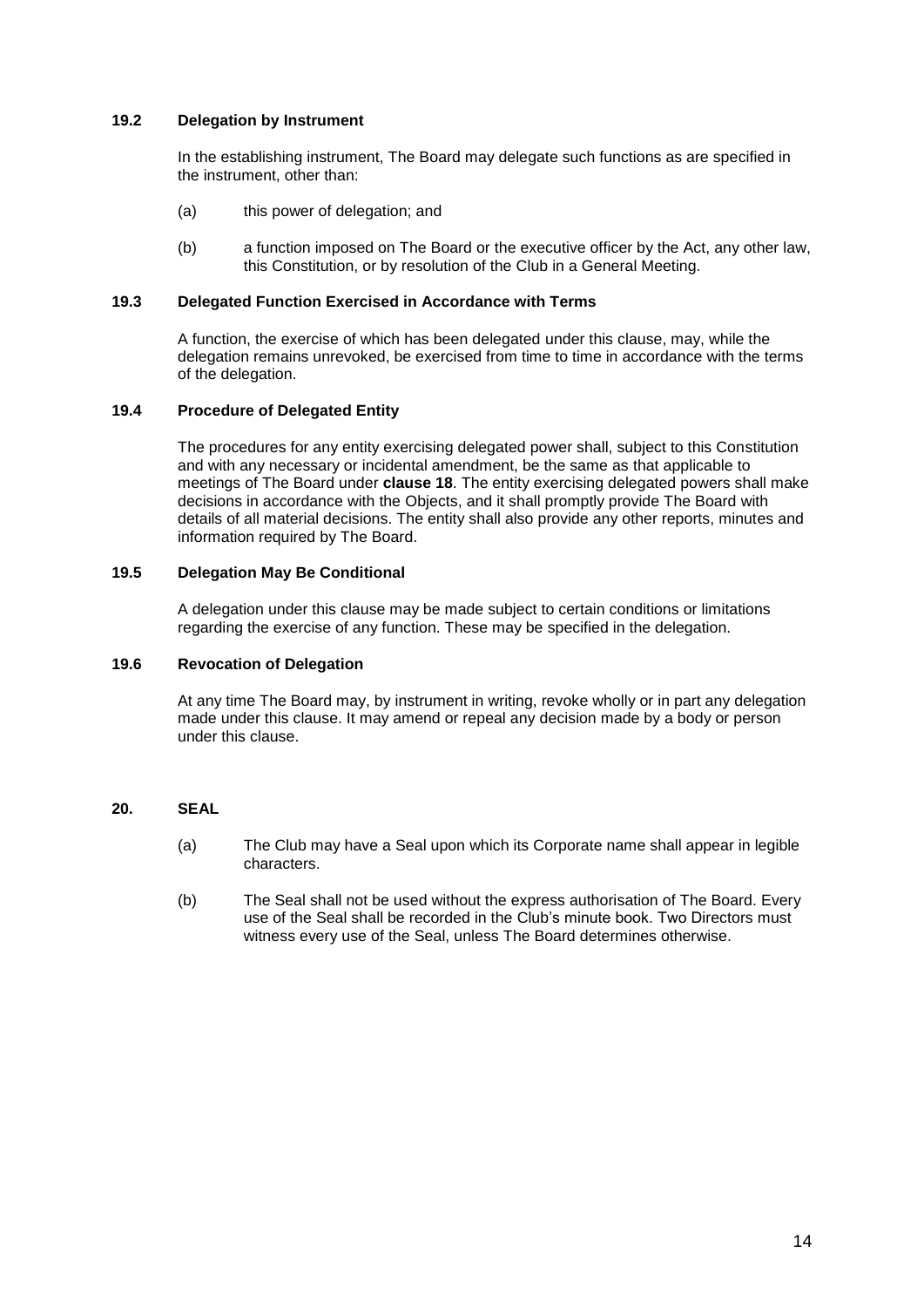### 19.2 Delegation by Instrument

In the establishing instrument, The Board may delegate such functions as are specified in the instrument, other than:

(a) this power of delegation; and

(b) a function imposed on The Board or the executive officer by the Act, any other law, this Constitution, or by resolution of the Club in a General Meeting.

### 19.3 Delegated Function Exercised in Accordance with Terms

A function, the exercise of which has been delegated under this clause, may, while the delegation remains unrevoked, be exercised from time to time in accordance with the terms of the delegation.

### 19.4 Procedure of Delegated Entity

The procedures for any entity exercising delegated power shall, subject to this Constitution and with any necessary or incidental amendment, be the same as that applicable to meetings of The Board under **clause 18**. The entity exercising delegated powers shall make decisions in accordance with the Objects, and it shall promptly provide The Board with details of all material decisions. The entity shall also provide any other reports, minutes and information required by The Board.

### 19.5 Delegation May Be Conditional

A delegation under this clause may be made subject to certain conditions or limitations regarding the exercise of any function. These may be specified in the delegation.

### 19.6 Revocation of Delegation

At any time The Board may, by instrument in writing, revoke wholly or in part any delegation made under this clause. It may amend or repeal any decision made by a body or person under this clause.

## 20. SEAL

(a) The Club may have a Seal upon which its Corporate name shall appear in legible characters.

(b) The Seal shall not be used without the express authorisation of The Board. Every use of the Seal shall be recorded in the Club's minute book. Two Directors must witness every use of the Seal, unless The Board determines otherwise.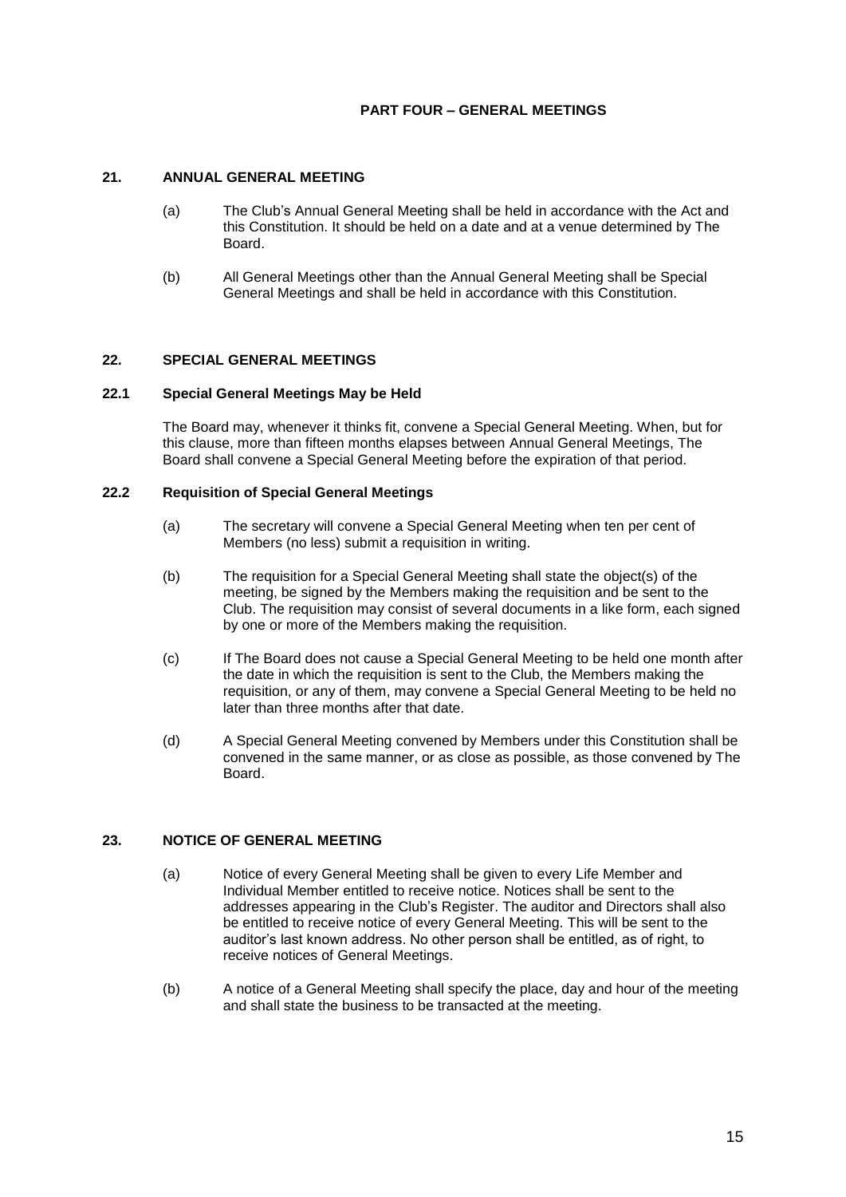## PART FOUR – GENERAL MEETINGS

### 21. ANNUAL GENERAL MEETING

(a) The Club's Annual General Meeting shall be held in accordance with the Act and this Constitution. It should be held on a date and at a venue determined by The Board.

(b) All General Meetings other than the Annual General Meeting shall be Special General Meetings and shall be held in accordance with this Constitution.

### 22. SPECIAL GENERAL MEETINGS

#### 22.1 Special General Meetings May be Held

The Board may, whenever it thinks fit, convene a Special General Meeting. When, but for this clause, more than fifteen months elapses between Annual General Meetings, The Board shall convene a Special General Meeting before the expiration of that period.

#### 22.2 Requisition of Special General Meetings

(a) The secretary will convene a Special General Meeting when ten per cent of Members (no less) submit a requisition in writing.

(b) The requisition for a Special General Meeting shall state the object(s) of the meeting, be signed by the Members making the requisition and be sent to the Club. The requisition may consist of several documents in a like form, each signed by one or more of the Members making the requisition.

(c) If The Board does not cause a Special General Meeting to be held one month after the date in which the requisition is sent to the Club, the Members making the requisition, or any of them, may convene a Special General Meeting to be held no later than three months after that date.

(d) A Special General Meeting convened by Members under this Constitution shall be convened in the same manner, or as close as possible, as those convened by The Board.

### 23. NOTICE OF GENERAL MEETING

(a) Notice of every General Meeting shall be given to every Life Member and Individual Member entitled to receive notice. Notices shall be sent to the addresses appearing in the Club's Register. The auditor and Directors shall also be entitled to receive notice of every General Meeting. This will be sent to the auditor's last known address. No other person shall be entitled, as of right, to receive notices of General Meetings.

(b) A notice of a General Meeting shall specify the place, day and hour of the meeting and shall state the business to be transacted at the meeting.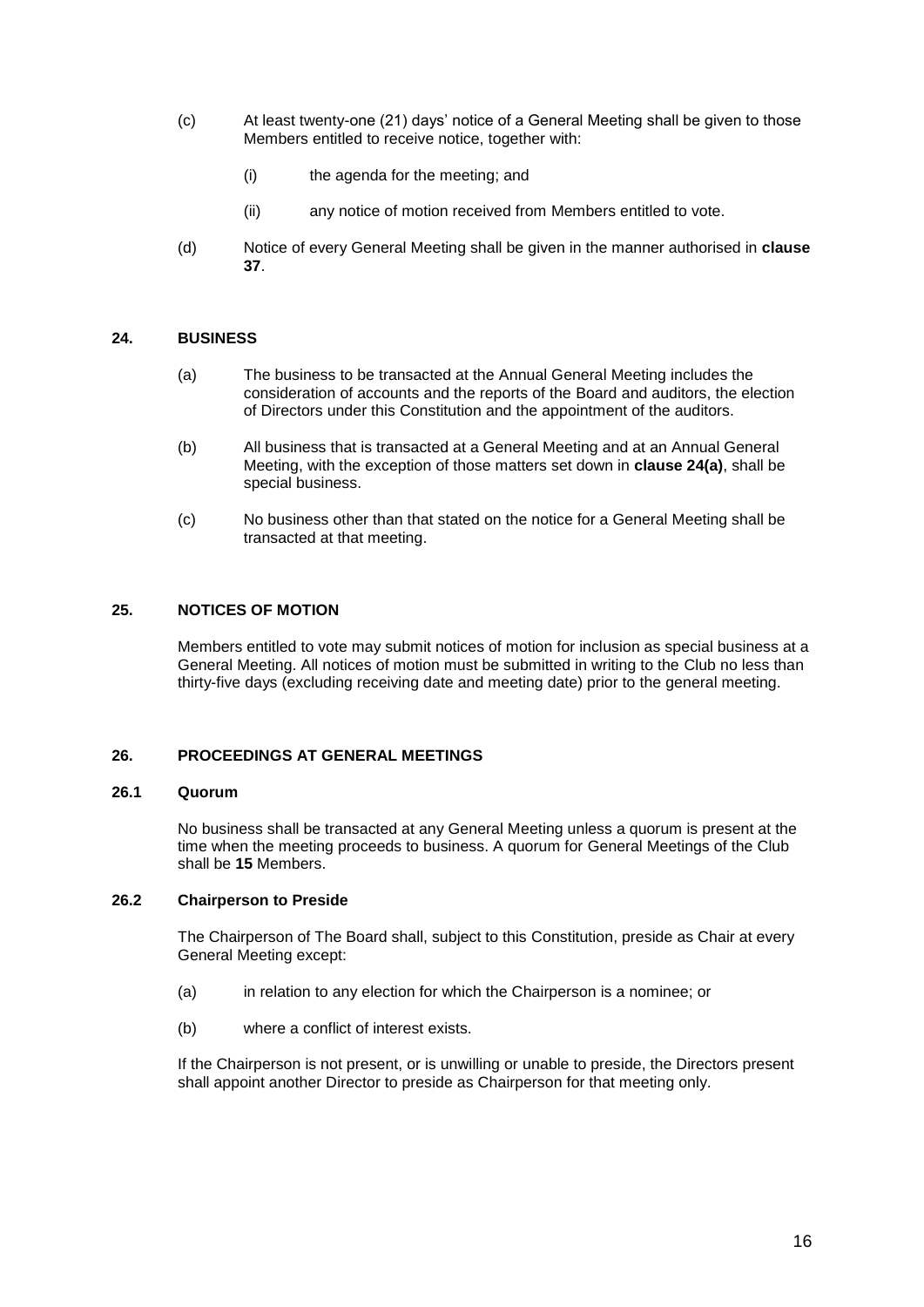(c) At least twenty-one (21) days' notice of a General Meeting shall be given to those Members entitled to receive notice, together with:

   (i) the agenda for the meeting; and

   (ii) any notice of motion received from Members entitled to vote.

(d) Notice of every General Meeting shall be given in the manner authorised in **clause 37**.

## 24. BUSINESS

(a) The business to be transacted at the Annual General Meeting includes the consideration of accounts and the reports of the Board and auditors, the election of Directors under this Constitution and the appointment of the auditors.

(b) All business that is transacted at a General Meeting and at an Annual General Meeting, with the exception of those matters set down in **clause 24(a)**, shall be special business.

(c) No business other than that stated on the notice for a General Meeting shall be transacted at that meeting.

## 25. NOTICES OF MOTION

Members entitled to vote may submit notices of motion for inclusion as special business at a General Meeting. All notices of motion must be submitted in writing to the Club no less than thirty-five days (excluding receiving date and meeting date) prior to the general meeting.

## 26. PROCEEDINGS AT GENERAL MEETINGS

### 26.1 Quorum

No business shall be transacted at any General Meeting unless a quorum is present at the time when the meeting proceeds to business. A quorum for General Meetings of the Club shall be **15** Members.

### 26.2 Chairperson to Preside

The Chairperson of The Board shall, subject to this Constitution, preside as Chair at every General Meeting except:

(a) in relation to any election for which the Chairperson is a nominee; or

(b) where a conflict of interest exists.

If the Chairperson is not present, or is unwilling or unable to preside, the Directors present shall appoint another Director to preside as Chairperson for that meeting only.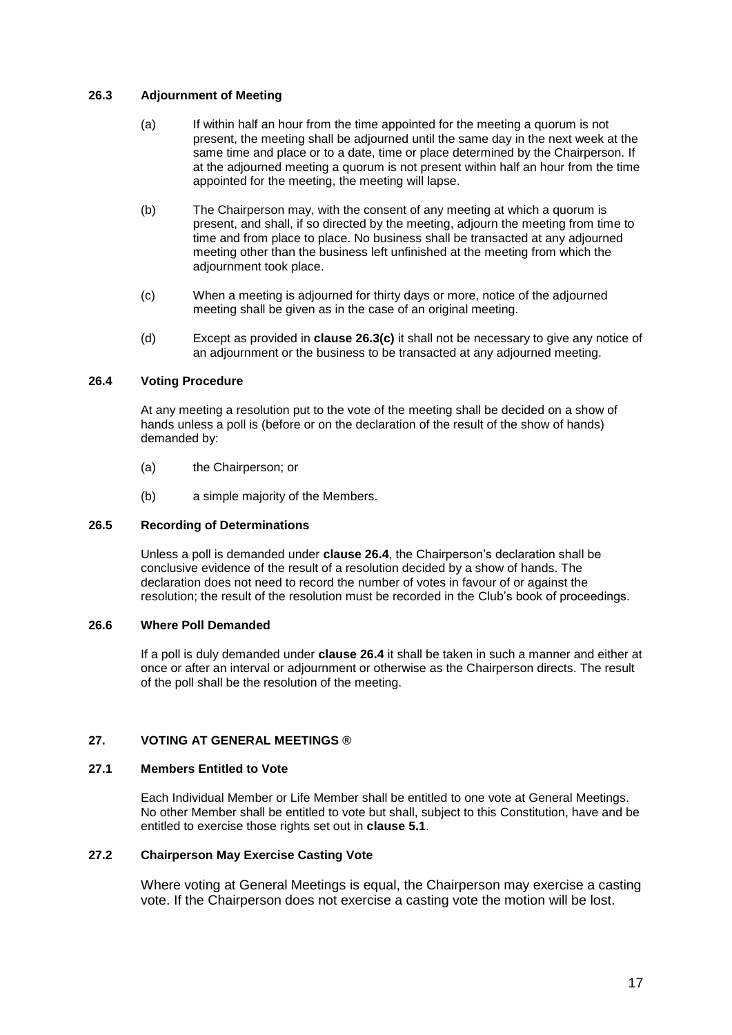### 26.3 Adjournment of Meeting

(a) If within half an hour from the time appointed for the meeting a quorum is not present, the meeting shall be adjourned until the same day in the next week at the same time and place or to a date, time or place determined by the Chairperson. If at the adjourned meeting a quorum is not present within half an hour from the time appointed for the meeting, the meeting will lapse.

(b) The Chairperson may, with the consent of any meeting at which a quorum is present, and shall, if so directed by the meeting, adjourn the meeting from time to time and from place to place. No business shall be transacted at any adjourned meeting other than the business left unfinished at the meeting from which the adjournment took place.

(c) When a meeting is adjourned for thirty days or more, notice of the adjourned meeting shall be given as in the case of an original meeting.

(d) Except as provided in **clause 26.3(c)** it shall not be necessary to give any notice of an adjournment or the business to be transacted at any adjourned meeting.

### 26.4 Voting Procedure

At any meeting a resolution put to the vote of the meeting shall be decided on a show of hands unless a poll is (before or on the declaration of the result of the show of hands) demanded by:

(a) the Chairperson; or

(b) a simple majority of the Members.

### 26.5 Recording of Determinations

Unless a poll is demanded under **clause 26.4**, the Chairperson's declaration shall be conclusive evidence of the result of a resolution decided by a show of hands. The declaration does not need to record the number of votes in favour of or against the resolution; the result of the resolution must be recorded in the Club's book of proceedings.

### 26.6 Where Poll Demanded

If a poll is duly demanded under **clause 26.4** it shall be taken in such a manner and either at once or after an interval or adjournment or otherwise as the Chairperson directs. The result of the poll shall be the resolution of the meeting.

## 27. VOTING AT GENERAL MEETINGS ®

### 27.1 Members Entitled to Vote

Each Individual Member or Life Member shall be entitled to one vote at General Meetings. No other Member shall be entitled to vote but shall, subject to this Constitution, have and be entitled to exercise those rights set out in **clause 5.1**.

### 27.2 Chairperson May Exercise Casting Vote

Where voting at General Meetings is equal, the Chairperson may exercise a casting vote. If the Chairperson does not exercise a casting vote the motion will be lost.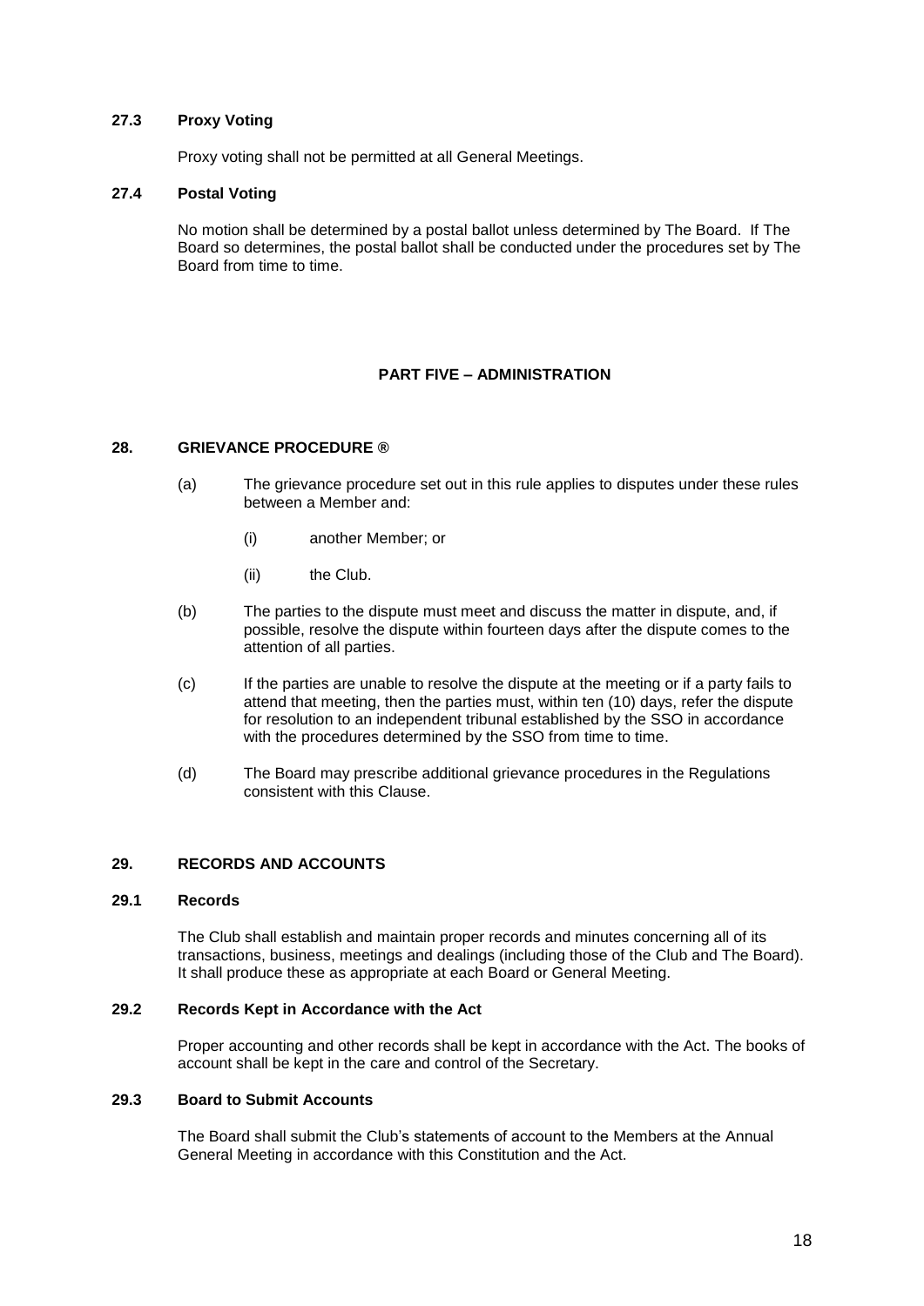### 27.3 Proxy Voting

Proxy voting shall not be permitted at all General Meetings.

### 27.4 Postal Voting

No motion shall be determined by a postal ballot unless determined by The Board. If The Board so determines, the postal ballot shall be conducted under the procedures set by The Board from time to time.

## PART FIVE – ADMINISTRATION

### 28. GRIEVANCE PROCEDURE ®

(a) The grievance procedure set out in this rule applies to disputes under these rules between a Member and:

  (i) another Member; or

  (ii) the Club.

(b) The parties to the dispute must meet and discuss the matter in dispute, and, if possible, resolve the dispute within fourteen days after the dispute comes to the attention of all parties.

(c) If the parties are unable to resolve the dispute at the meeting or if a party fails to attend that meeting, then the parties must, within ten (10) days, refer the dispute for resolution to an independent tribunal established by the SSO in accordance with the procedures determined by the SSO from time to time.

(d) The Board may prescribe additional grievance procedures in the Regulations consistent with this Clause.

### 29. RECORDS AND ACCOUNTS

### 29.1 Records

The Club shall establish and maintain proper records and minutes concerning all of its transactions, business, meetings and dealings (including those of the Club and The Board). It shall produce these as appropriate at each Board or General Meeting.

### 29.2 Records Kept in Accordance with the Act

Proper accounting and other records shall be kept in accordance with the Act. The books of account shall be kept in the care and control of the Secretary.

### 29.3 Board to Submit Accounts

The Board shall submit the Club's statements of account to the Members at the Annual General Meeting in accordance with this Constitution and the Act.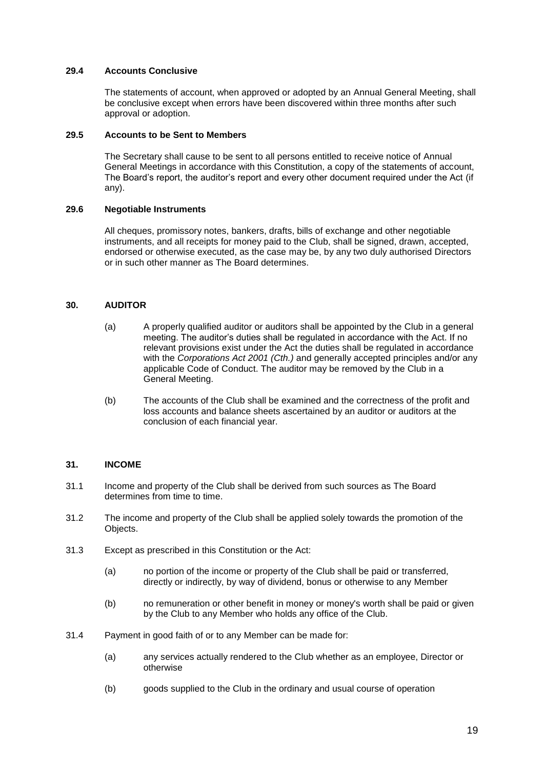### 29.4 Accounts Conclusive

The statements of account, when approved or adopted by an Annual General Meeting, shall be conclusive except when errors have been discovered within three months after such approval or adoption.

### 29.5 Accounts to be Sent to Members

The Secretary shall cause to be sent to all persons entitled to receive notice of Annual General Meetings in accordance with this Constitution, a copy of the statements of account, The Board's report, the auditor's report and every other document required under the Act (if any).

### 29.6 Negotiable Instruments

All cheques, promissory notes, bankers, drafts, bills of exchange and other negotiable instruments, and all receipts for money paid to the Club, shall be signed, drawn, accepted, endorsed or otherwise executed, as the case may be, by any two duly authorised Directors or in such other manner as The Board determines.

## 30. AUDITOR

(a) A properly qualified auditor or auditors shall be appointed by the Club in a general meeting. The auditor's duties shall be regulated in accordance with the Act. If no relevant provisions exist under the Act the duties shall be regulated in accordance with the *Corporations Act 2001 (Cth.)* and generally accepted principles and/or any applicable Code of Conduct. The auditor may be removed by the Club in a General Meeting.

(b) The accounts of the Club shall be examined and the correctness of the profit and loss accounts and balance sheets ascertained by an auditor or auditors at the conclusion of each financial year.

## 31. INCOME

31.1 Income and property of the Club shall be derived from such sources as The Board determines from time to time.

31.2 The income and property of the Club shall be applied solely towards the promotion of the Objects.

31.3 Except as prescribed in this Constitution or the Act:

(a) no portion of the income or property of the Club shall be paid or transferred, directly or indirectly, by way of dividend, bonus or otherwise to any Member

(b) no remuneration or other benefit in money or money's worth shall be paid or given by the Club to any Member who holds any office of the Club.

31.4 Payment in good faith of or to any Member can be made for:

(a) any services actually rendered to the Club whether as an employee, Director or otherwise

(b) goods supplied to the Club in the ordinary and usual course of operation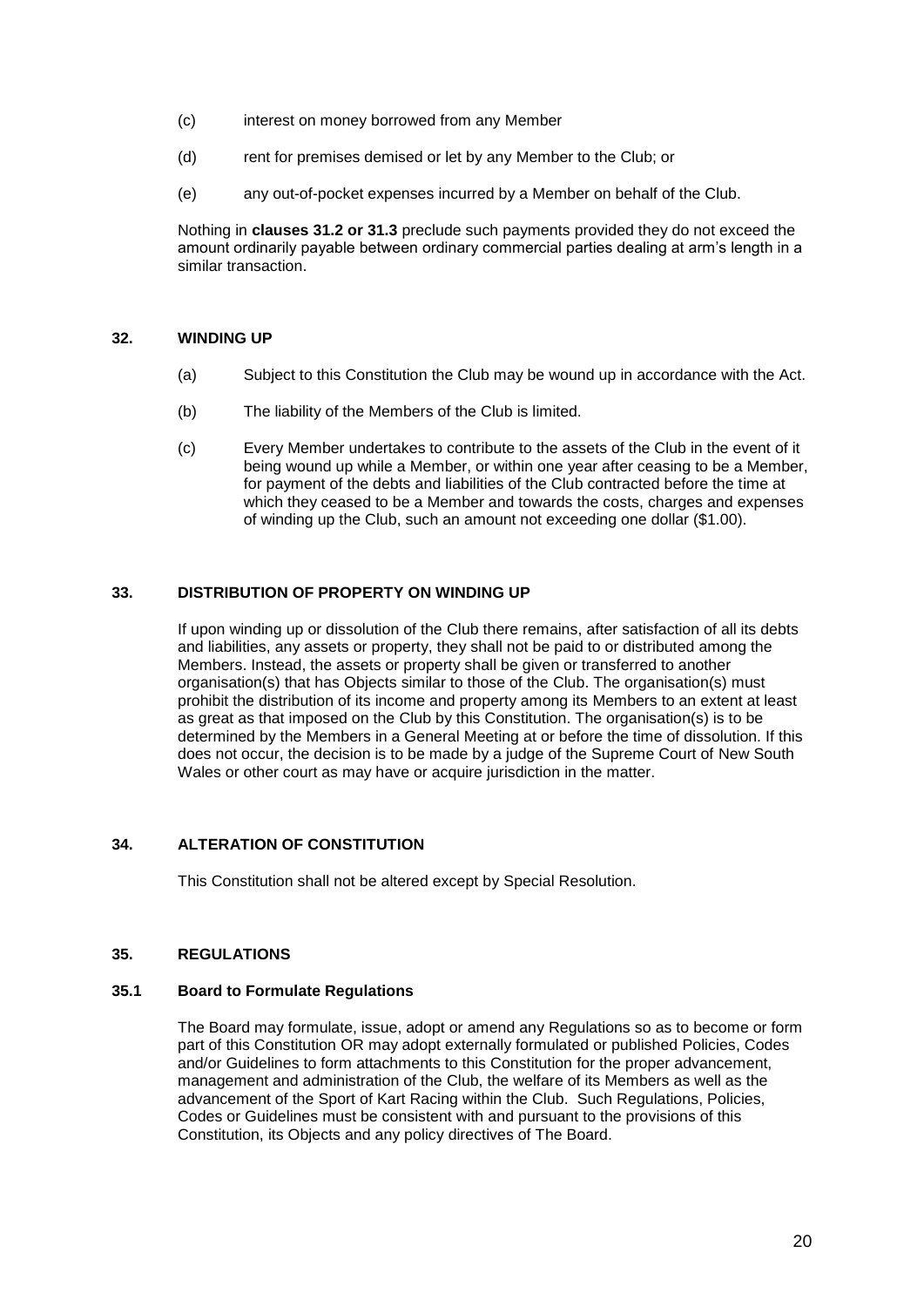(c) interest on money borrowed from any Member

(d) rent for premises demised or let by any Member to the Club; or

(e) any out-of-pocket expenses incurred by a Member on behalf of the Club.

Nothing in **clauses 31.2 or 31.3** preclude such payments provided they do not exceed the amount ordinarily payable between ordinary commercial parties dealing at arm's length in a similar transaction.

## 32. WINDING UP

(a) Subject to this Constitution the Club may be wound up in accordance with the Act.

(b) The liability of the Members of the Club is limited.

(c) Every Member undertakes to contribute to the assets of the Club in the event of it being wound up while a Member, or within one year after ceasing to be a Member, for payment of the debts and liabilities of the Club contracted before the time at which they ceased to be a Member and towards the costs, charges and expenses of winding up the Club, such an amount not exceeding one dollar ($1.00).

## 33. DISTRIBUTION OF PROPERTY ON WINDING UP

If upon winding up or dissolution of the Club there remains, after satisfaction of all its debts and liabilities, any assets or property, they shall not be paid to or distributed among the Members. Instead, the assets or property shall be given or transferred to another organisation(s) that has Objects similar to those of the Club. The organisation(s) must prohibit the distribution of its income and property among its Members to an extent at least as great as that imposed on the Club by this Constitution. The organisation(s) is to be determined by the Members in a General Meeting at or before the time of dissolution. If this does not occur, the decision is to be made by a judge of the Supreme Court of New South Wales or other court as may have or acquire jurisdiction in the matter.

## 34. ALTERATION OF CONSTITUTION

This Constitution shall not be altered except by Special Resolution.

## 35. REGULATIONS

### 35.1 Board to Formulate Regulations

The Board may formulate, issue, adopt or amend any Regulations so as to become or form part of this Constitution OR may adopt externally formulated or published Policies, Codes and/or Guidelines to form attachments to this Constitution for the proper advancement, management and administration of the Club, the welfare of its Members as well as the advancement of the Sport of Kart Racing within the Club. Such Regulations, Policies, Codes or Guidelines must be consistent with and pursuant to the provisions of this Constitution, its Objects and any policy directives of The Board.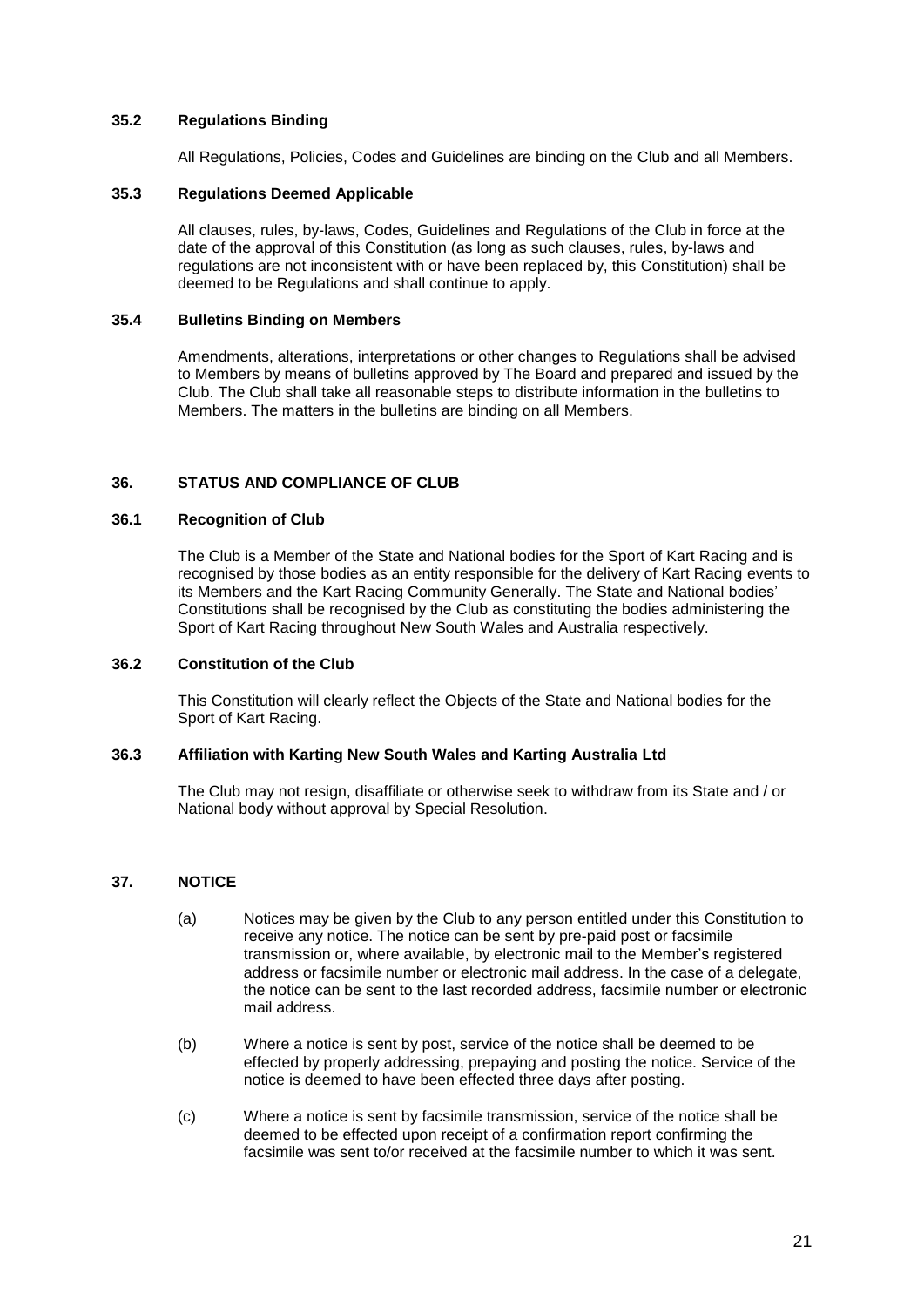### 35.2 Regulations Binding

All Regulations, Policies, Codes and Guidelines are binding on the Club and all Members.

### 35.3 Regulations Deemed Applicable

All clauses, rules, by-laws, Codes, Guidelines and Regulations of the Club in force at the date of the approval of this Constitution (as long as such clauses, rules, by-laws and regulations are not inconsistent with or have been replaced by, this Constitution) shall be deemed to be Regulations and shall continue to apply.

### 35.4 Bulletins Binding on Members

Amendments, alterations, interpretations or other changes to Regulations shall be advised to Members by means of bulletins approved by The Board and prepared and issued by the Club. The Club shall take all reasonable steps to distribute information in the bulletins to Members. The matters in the bulletins are binding on all Members.

## 36. STATUS AND COMPLIANCE OF CLUB

### 36.1 Recognition of Club

The Club is a Member of the State and National bodies for the Sport of Kart Racing and is recognised by those bodies as an entity responsible for the delivery of Kart Racing events to its Members and the Kart Racing Community Generally. The State and National bodies' Constitutions shall be recognised by the Club as constituting the bodies administering the Sport of Kart Racing throughout New South Wales and Australia respectively.

### 36.2 Constitution of the Club

This Constitution will clearly reflect the Objects of the State and National bodies for the Sport of Kart Racing.

### 36.3 Affiliation with Karting New South Wales and Karting Australia Ltd

The Club may not resign, disaffiliate or otherwise seek to withdraw from its State and / or National body without approval by Special Resolution.

## 37. NOTICE

(a) Notices may be given by the Club to any person entitled under this Constitution to receive any notice. The notice can be sent by pre-paid post or facsimile transmission or, where available, by electronic mail to the Member's registered address or facsimile number or electronic mail address. In the case of a delegate, the notice can be sent to the last recorded address, facsimile number or electronic mail address.

(b) Where a notice is sent by post, service of the notice shall be deemed to be effected by properly addressing, prepaying and posting the notice. Service of the notice is deemed to have been effected three days after posting.

(c) Where a notice is sent by facsimile transmission, service of the notice shall be deemed to be effected upon receipt of a confirmation report confirming the facsimile was sent to/or received at the facsimile number to which it was sent.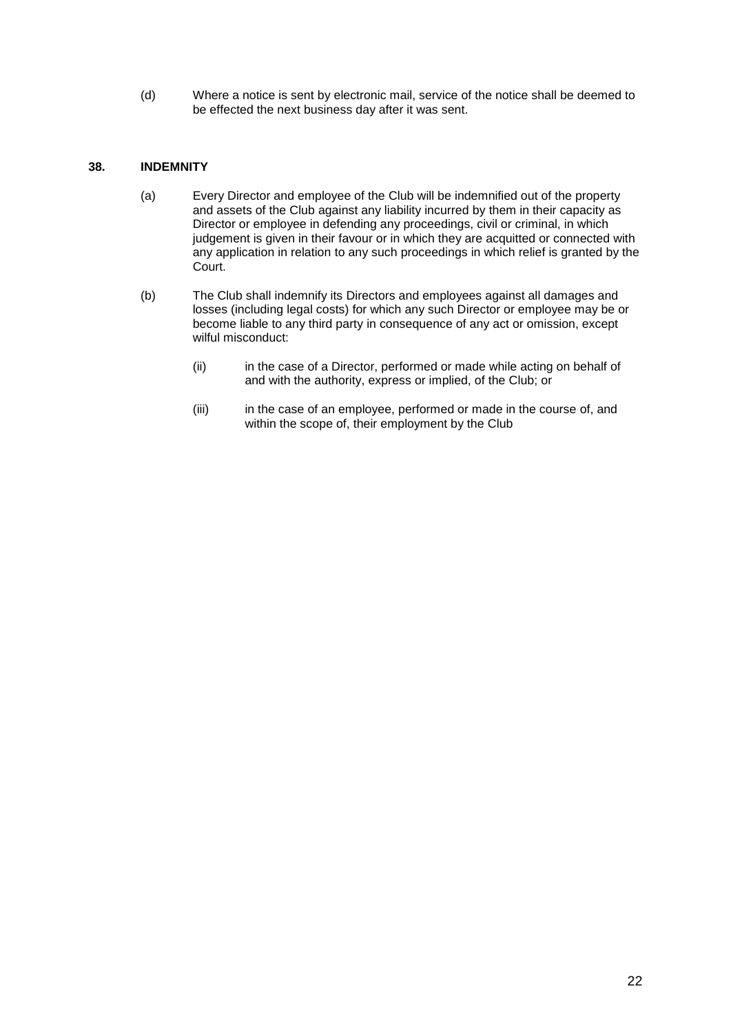(d) Where a notice is sent by electronic mail, service of the notice shall be deemed to be effected the next business day after it was sent.

## 38. INDEMNITY

(a) Every Director and employee of the Club will be indemnified out of the property and assets of the Club against any liability incurred by them in their capacity as Director or employee in defending any proceedings, civil or criminal, in which judgement is given in their favour or in which they are acquitted or connected with any application in relation to any such proceedings in which relief is granted by the Court.

(b) The Club shall indemnify its Directors and employees against all damages and losses (including legal costs) for which any such Director or employee may be or become liable to any third party in consequence of any act or omission, except wilful misconduct:

   (ii) in the case of a Director, performed or made while acting on behalf of and with the authority, express or implied, of the Club; or

   (iii) in the case of an employee, performed or made in the course of, and within the scope of, their employment by the Club